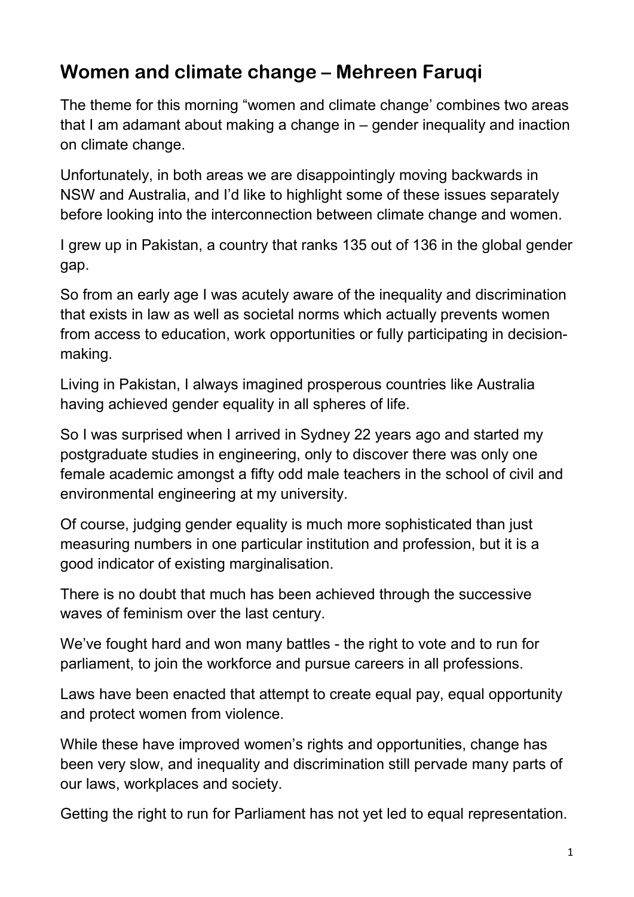## Women and climate change – Mehreen Faruqi

The theme for this morning "women and climate change' combines two areas that I am adamant about making a change in – gender inequality and inaction on climate change.

Unfortunately, in both areas we are disappointingly moving backwards in NSW and Australia, and I'd like to highlight some of these issues separately before looking into the interconnection between climate change and women.

I grew up in Pakistan, a country that ranks 135 out of 136 in the global gender gap.

So from an early age I was acutely aware of the inequality and discrimination that exists in law as well as societal norms which actually prevents women from access to education, work opportunities or fully participating in decision-making.

Living in Pakistan, I always imagined prosperous countries like Australia having achieved gender equality in all spheres of life.

So I was surprised when I arrived in Sydney 22 years ago and started my postgraduate studies in engineering, only to discover there was only one female academic amongst a fifty odd male teachers in the school of civil and environmental engineering at my university.

Of course, judging gender equality is much more sophisticated than just measuring numbers in one particular institution and profession, but it is a good indicator of existing marginalisation.

There is no doubt that much has been achieved through the successive waves of feminism over the last century.

We've fought hard and won many battles - the right to vote and to run for parliament, to join the workforce and pursue careers in all professions.

Laws have been enacted that attempt to create equal pay, equal opportunity and protect women from violence.

While these have improved women's rights and opportunities, change has been very slow, and inequality and discrimination still pervade many parts of our laws, workplaces and society.

Getting the right to run for Parliament has not yet led to equal representation.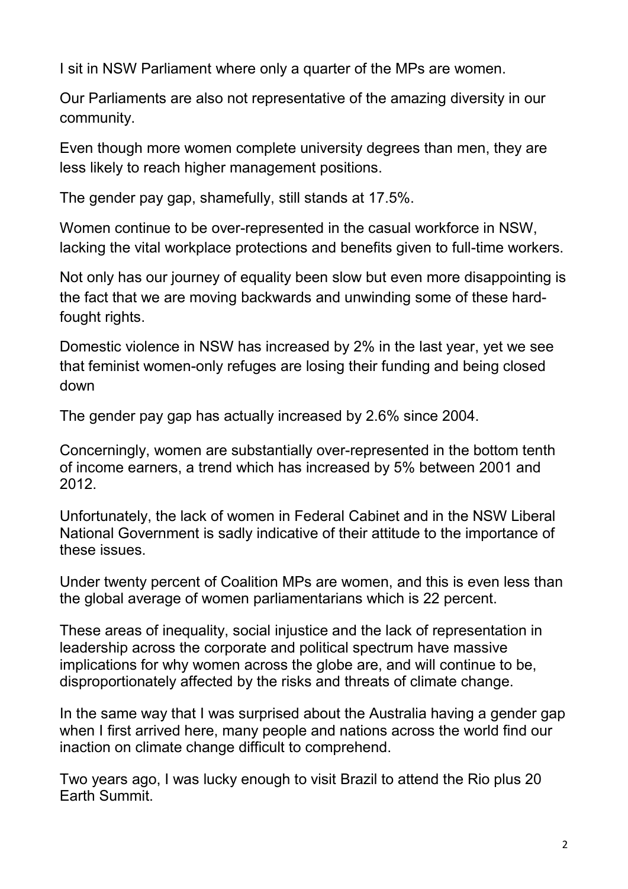I sit in NSW Parliament where only a quarter of the MPs are women.

Our Parliaments are also not representative of the amazing diversity in our community.

Even though more women complete university degrees than men, they are less likely to reach higher management positions.

The gender pay gap, shamefully, still stands at 17.5%.

Women continue to be over-represented in the casual workforce in NSW, lacking the vital workplace protections and benefits given to full-time workers.

Not only has our journey of equality been slow but even more disappointing is the fact that we are moving backwards and unwinding some of these hard-fought rights.

Domestic violence in NSW has increased by 2% in the last year, yet we see that feminist women-only refuges are losing their funding and being closed down

The gender pay gap has actually increased by 2.6% since 2004.

Concerningly, women are substantially over-represented in the bottom tenth of income earners, a trend which has increased by 5% between 2001 and 2012.

Unfortunately, the lack of women in Federal Cabinet and in the NSW Liberal National Government is sadly indicative of their attitude to the importance of these issues.

Under twenty percent of Coalition MPs are women, and this is even less than the global average of women parliamentarians which is 22 percent.

These areas of inequality, social injustice and the lack of representation in leadership across the corporate and political spectrum have massive implications for why women across the globe are, and will continue to be, disproportionately affected by the risks and threats of climate change.

In the same way that I was surprised about the Australia having a gender gap when I first arrived here, many people and nations across the world find our inaction on climate change difficult to comprehend.

Two years ago, I was lucky enough to visit Brazil to attend the Rio plus 20 Earth Summit.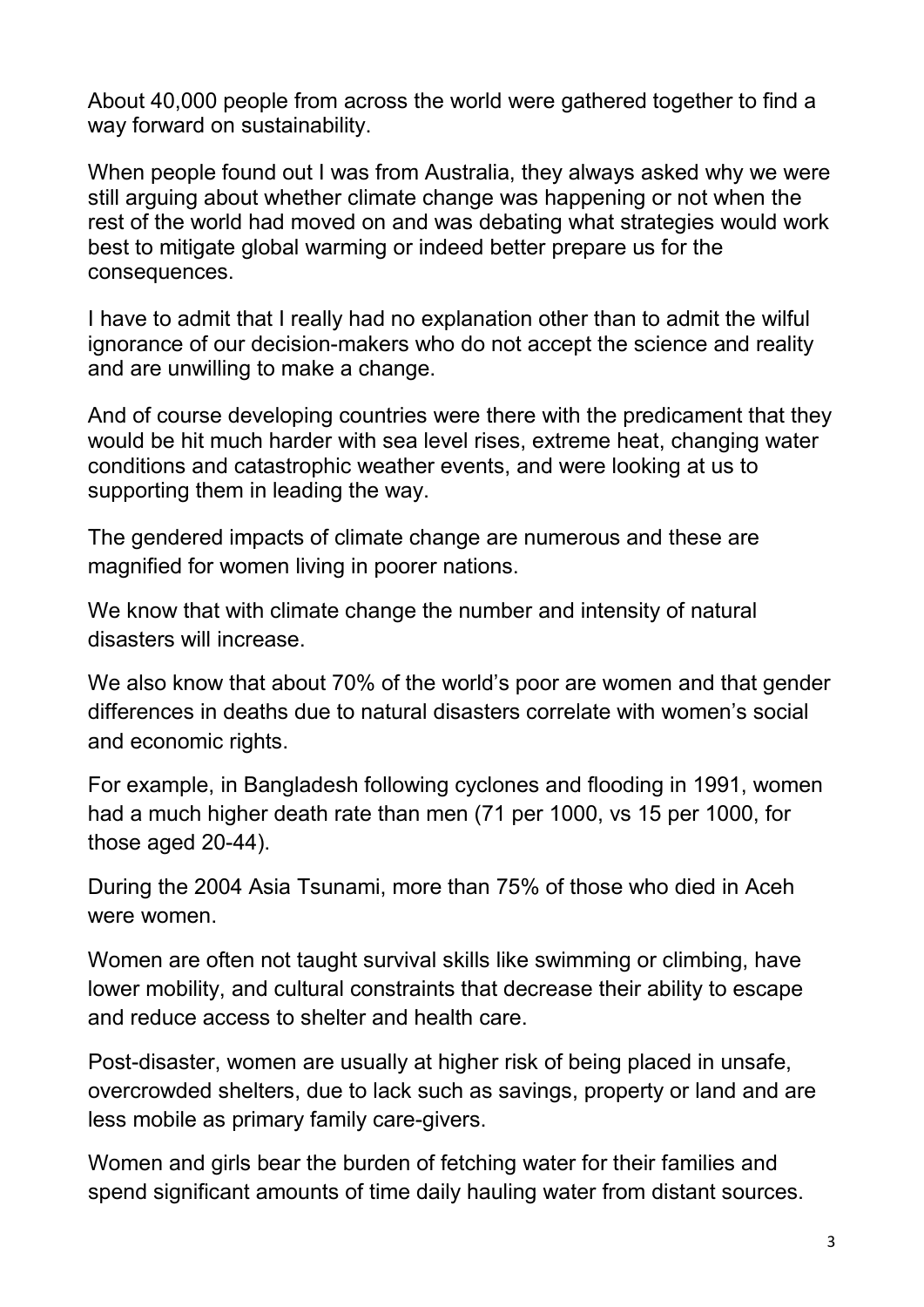About 40,000 people from across the world were gathered together to find a way forward on sustainability.

When people found out I was from Australia, they always asked why we were still arguing about whether climate change was happening or not when the rest of the world had moved on and was debating what strategies would work best to mitigate global warming or indeed better prepare us for the consequences.

I have to admit that I really had no explanation other than to admit the wilful ignorance of our decision-makers who do not accept the science and reality and are unwilling to make a change.

And of course developing countries were there with the predicament that they would be hit much harder with sea level rises, extreme heat, changing water conditions and catastrophic weather events, and were looking at us to supporting them in leading the way.

The gendered impacts of climate change are numerous and these are magnified for women living in poorer nations.

We know that with climate change the number and intensity of natural disasters will increase.

We also know that about 70% of the world's poor are women and that gender differences in deaths due to natural disasters correlate with women's social and economic rights.

For example, in Bangladesh following cyclones and flooding in 1991, women had a much higher death rate than men (71 per 1000, vs 15 per 1000, for those aged 20-44).

During the 2004 Asia Tsunami, more than 75% of those who died in Aceh were women.

Women are often not taught survival skills like swimming or climbing, have lower mobility, and cultural constraints that decrease their ability to escape and reduce access to shelter and health care.

Post-disaster, women are usually at higher risk of being placed in unsafe, overcrowded shelters, due to lack such as savings, property or land and are less mobile as primary family care-givers.

Women and girls bear the burden of fetching water for their families and spend significant amounts of time daily hauling water from distant sources.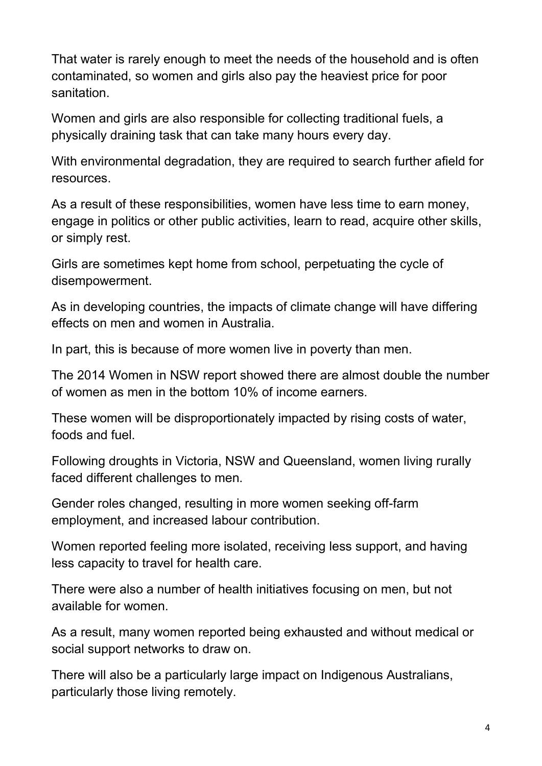That water is rarely enough to meet the needs of the household and is often contaminated, so women and girls also pay the heaviest price for poor sanitation.

Women and girls are also responsible for collecting traditional fuels, a physically draining task that can take many hours every day.

With environmental degradation, they are required to search further afield for resources.

As a result of these responsibilities, women have less time to earn money, engage in politics or other public activities, learn to read, acquire other skills, or simply rest.

Girls are sometimes kept home from school, perpetuating the cycle of disempowerment.

As in developing countries, the impacts of climate change will have differing effects on men and women in Australia.

In part, this is because of more women live in poverty than men.

The 2014 Women in NSW report showed there are almost double the number of women as men in the bottom 10% of income earners.

These women will be disproportionately impacted by rising costs of water, foods and fuel.

Following droughts in Victoria, NSW and Queensland, women living rurally faced different challenges to men.

Gender roles changed, resulting in more women seeking off-farm employment, and increased labour contribution.

Women reported feeling more isolated, receiving less support, and having less capacity to travel for health care.

There were also a number of health initiatives focusing on men, but not available for women.

As a result, many women reported being exhausted and without medical or social support networks to draw on.

There will also be a particularly large impact on Indigenous Australians, particularly those living remotely.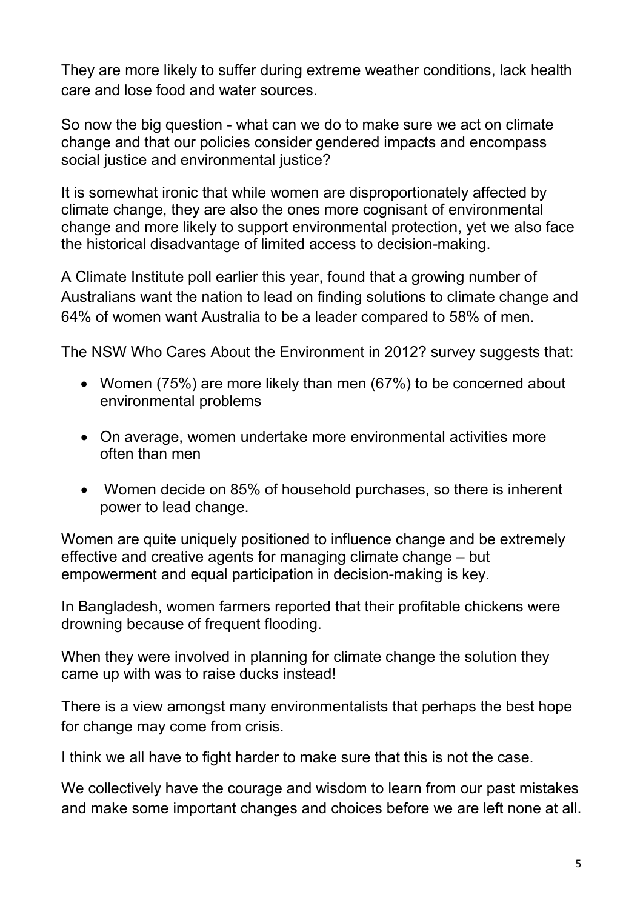They are more likely to suffer during extreme weather conditions, lack health care and lose food and water sources.

So now the big question - what can we do to make sure we act on climate change and that our policies consider gendered impacts and encompass social justice and environmental justice?

It is somewhat ironic that while women are disproportionately affected by climate change, they are also the ones more cognisant of environmental change and more likely to support environmental protection, yet we also face the historical disadvantage of limited access to decision-making.

A Climate Institute poll earlier this year, found that a growing number of Australians want the nation to lead on finding solutions to climate change and 64% of women want Australia to be a leader compared to 58% of men.

The NSW Who Cares About the Environment in 2012? survey suggests that:

- Women (75%) are more likely than men (67%) to be concerned about environmental problems
- On average, women undertake more environmental activities more often than men
- Women decide on 85% of household purchases, so there is inherent power to lead change.

Women are quite uniquely positioned to influence change and be extremely effective and creative agents for managing climate change – but empowerment and equal participation in decision-making is key.

In Bangladesh, women farmers reported that their profitable chickens were drowning because of frequent flooding.

When they were involved in planning for climate change the solution they came up with was to raise ducks instead!

There is a view amongst many environmentalists that perhaps the best hope for change may come from crisis.

I think we all have to fight harder to make sure that this is not the case.

We collectively have the courage and wisdom to learn from our past mistakes and make some important changes and choices before we are left none at all.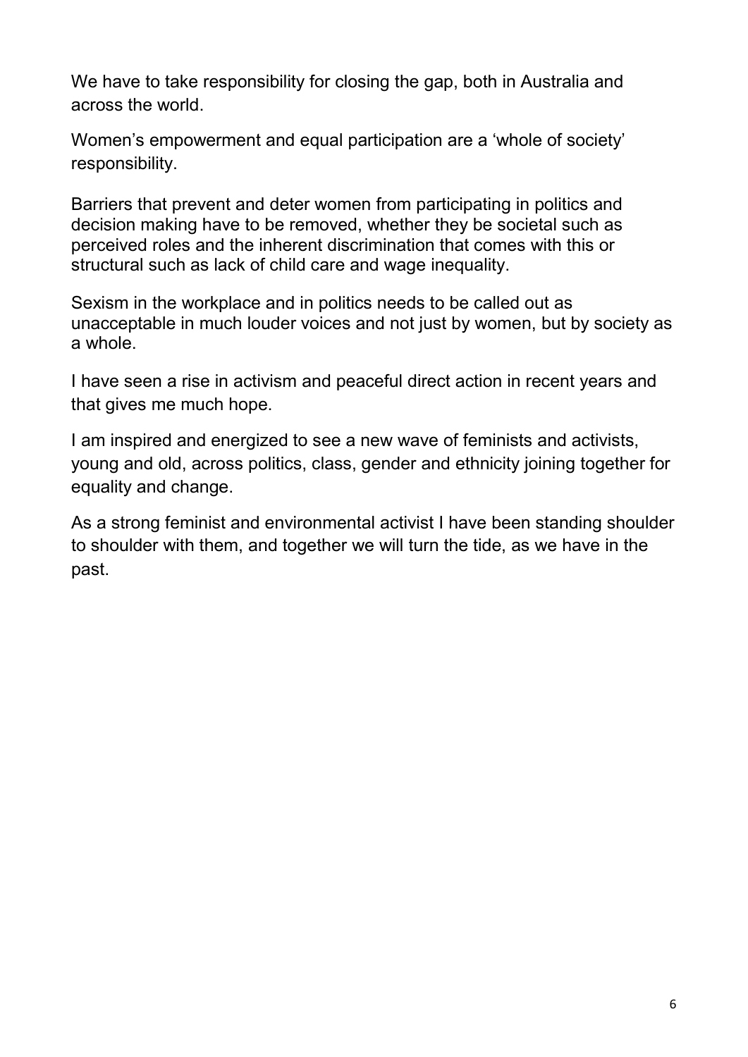We have to take responsibility for closing the gap, both in Australia and across the world.

Women's empowerment and equal participation are a 'whole of society' responsibility.

Barriers that prevent and deter women from participating in politics and decision making have to be removed, whether they be societal such as perceived roles and the inherent discrimination that comes with this or structural such as lack of child care and wage inequality.

Sexism in the workplace and in politics needs to be called out as unacceptable in much louder voices and not just by women, but by society as a whole.

I have seen a rise in activism and peaceful direct action in recent years and that gives me much hope.

I am inspired and energized to see a new wave of feminists and activists, young and old, across politics, class, gender and ethnicity joining together for equality and change.

As a strong feminist and environmental activist I have been standing shoulder to shoulder with them, and together we will turn the tide, as we have in the past.